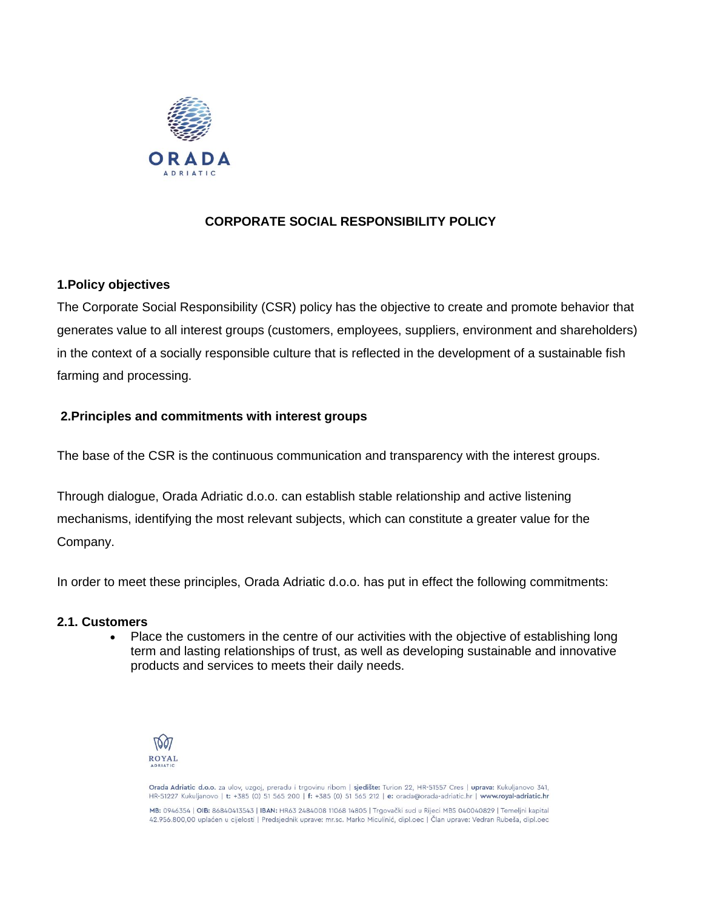# CORPORATE SOCIAL RESPONSIBILITY POLICY

## 1.Policy objectives

The Corporate Social Responsibility (CSR) policy has the objective to create and promote behavior that generates value to all interest groups (customers, employees, suppliers, environment and shareholders) in the context of a socially responsible culture that is reflected in the development of a sustainable fish farming and processing.

## 2.Principles and commitments with interest groups

The base of the CSR is the continuous communication and transparency with the interest groups.

Through dialogue, Orada Adriatic d.o.o. can establish stable relationship and active listening mechanisms, identifying the most relevant subjects, which can constitute a greater value for the Company.

In order to meet these principles, Orada Adriatic d.o.o. has put in effect the following commitments:

### 2.1. Customers

- Place the customers in the centre of our activities with the objective of establishing long term and lasting relationships of trust, as well as developing sustainable and innovative products and services to meets their daily needs.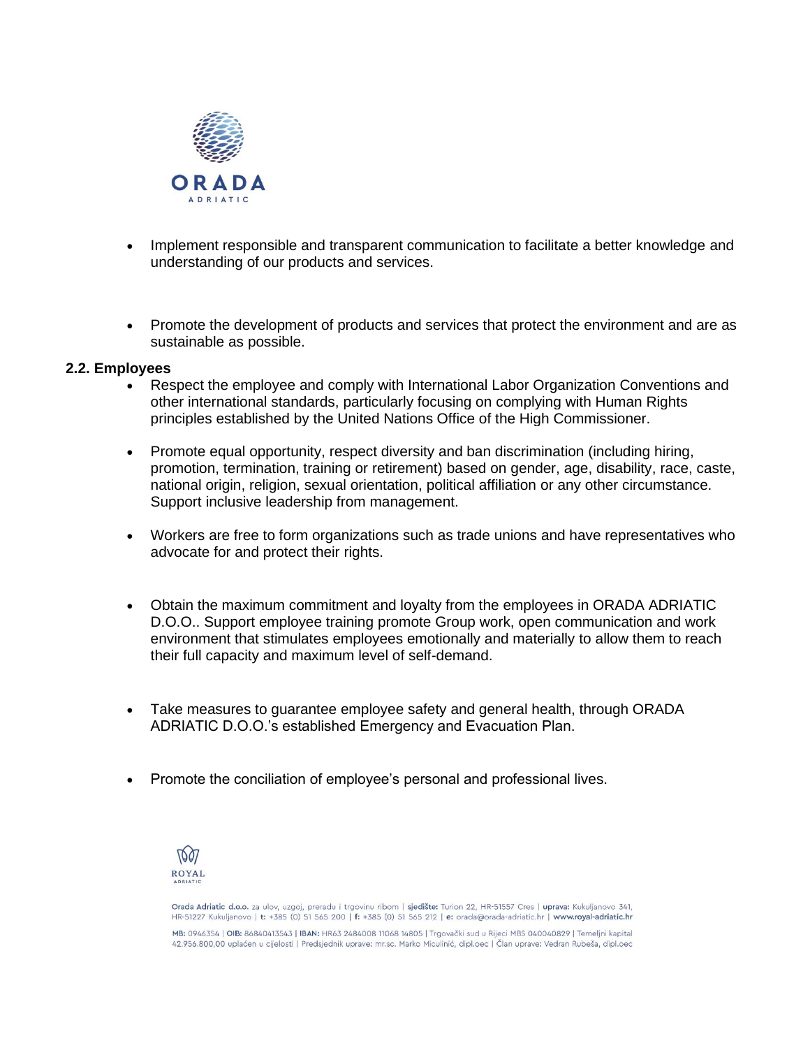- Implement responsible and transparent communication to facilitate a better knowledge and understanding of our products and services.

- Promote the development of products and services that protect the environment and are as sustainable as possible.

**2.2. Employees**

- Respect the employee and comply with International Labor Organization Conventions and other international standards, particularly focusing on complying with Human Rights principles established by the United Nations Office of the High Commissioner.

- Promote equal opportunity, respect diversity and ban discrimination (including hiring, promotion, termination, training or retirement) based on gender, age, disability, race, caste, national origin, religion, sexual orientation, political affiliation or any other circumstance. Support inclusive leadership from management.

- Workers are free to form organizations such as trade unions and have representatives who advocate for and protect their rights.

- Obtain the maximum commitment and loyalty from the employees in ORADA ADRIATIC D.O.O.. Support employee training promote Group work, open communication and work environment that stimulates employees emotionally and materially to allow them to reach their full capacity and maximum level of self-demand.

- Take measures to guarantee employee safety and general health, through ORADA ADRIATIC D.O.O.'s established Emergency and Evacuation Plan.

- Promote the conciliation of employee's personal and professional lives.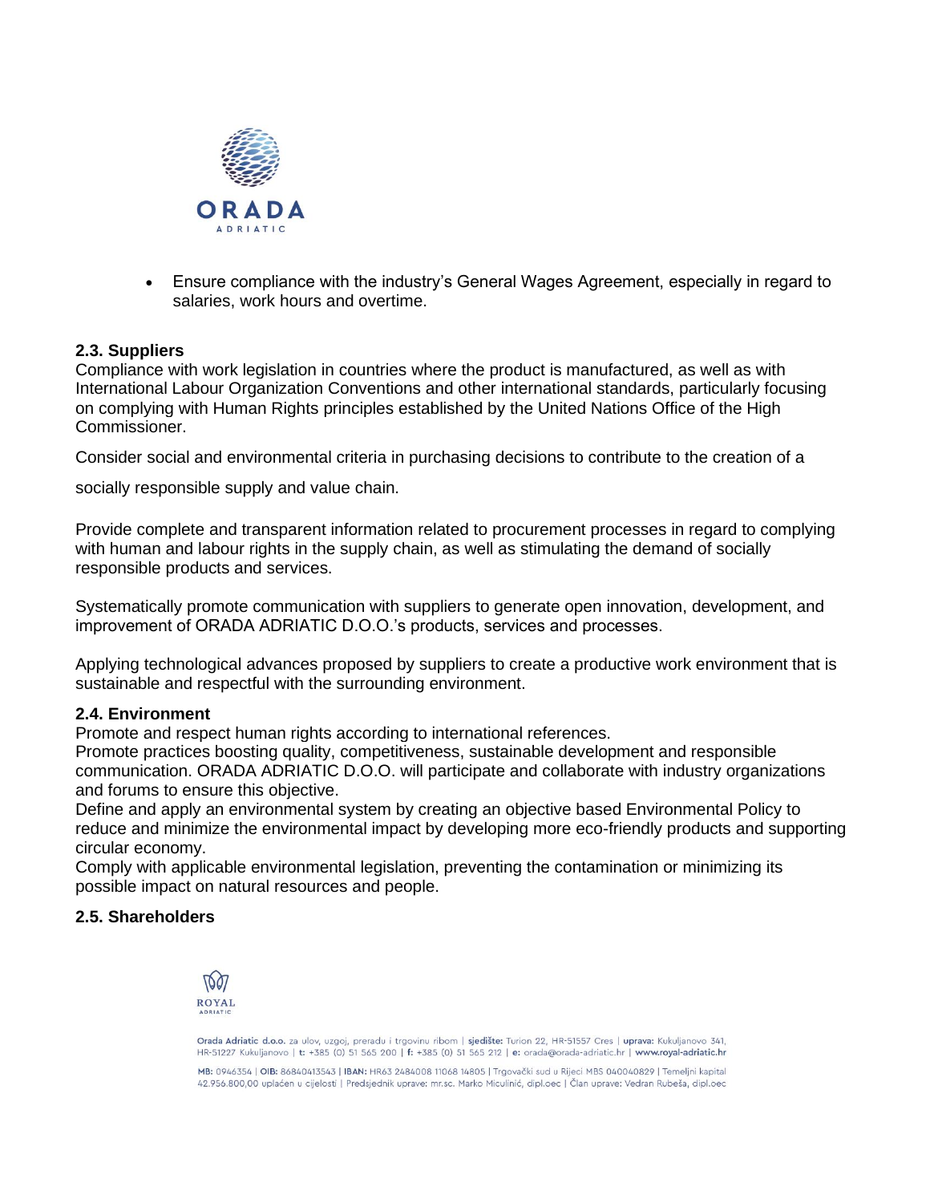- Ensure compliance with the industry's General Wages Agreement, especially in regard to salaries, work hours and overtime.

### 2.3. Suppliers

Compliance with work legislation in countries where the product is manufactured, as well as with International Labour Organization Conventions and other international standards, particularly focusing on complying with Human Rights principles established by the United Nations Office of the High Commissioner.

Consider social and environmental criteria in purchasing decisions to contribute to the creation of a socially responsible supply and value chain.

Provide complete and transparent information related to procurement processes in regard to complying with human and labour rights in the supply chain, as well as stimulating the demand of socially responsible products and services.

Systematically promote communication with suppliers to generate open innovation, development, and improvement of ORADA ADRIATIC D.O.O.'s products, services and processes.

Applying technological advances proposed by suppliers to create a productive work environment that is sustainable and respectful with the surrounding environment.

### 2.4. Environment

Promote and respect human rights according to international references.

Promote practices boosting quality, competitiveness, sustainable development and responsible communication. ORADA ADRIATIC D.O.O. will participate and collaborate with industry organizations and forums to ensure this objective.

Define and apply an environmental system by creating an objective based Environmental Policy to reduce and minimize the environmental impact by developing more eco-friendly products and supporting circular economy.

Comply with applicable environmental legislation, preventing the contamination or minimizing its possible impact on natural resources and people.

### 2.5. Shareholders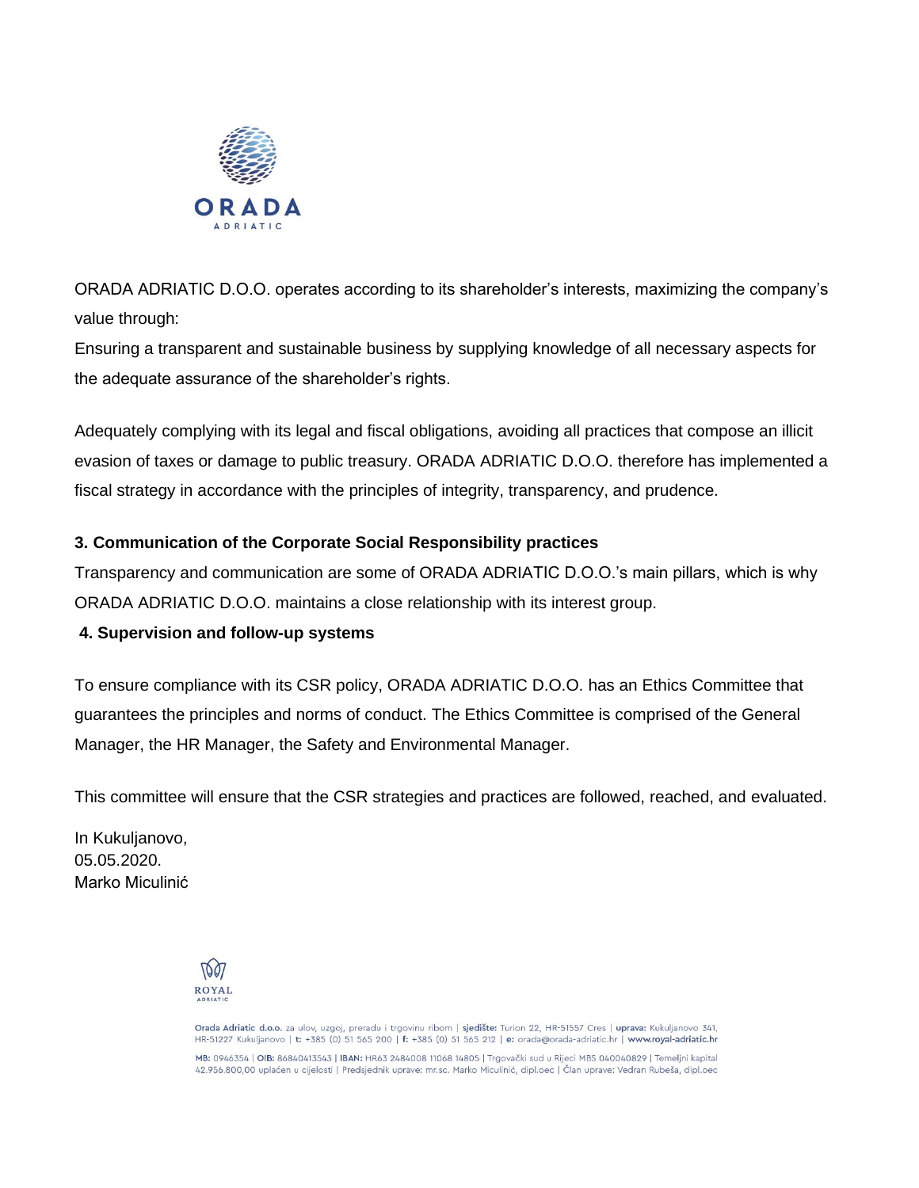ORADA ADRIATIC D.O.O. operates according to its shareholder's interests, maximizing the company's value through:

Ensuring a transparent and sustainable business by supplying knowledge of all necessary aspects for the adequate assurance of the shareholder's rights.

Adequately complying with its legal and fiscal obligations, avoiding all practices that compose an illicit evasion of taxes or damage to public treasury. ORADA ADRIATIC D.O.O. therefore has implemented a fiscal strategy in accordance with the principles of integrity, transparency, and prudence.

**3. Communication of the Corporate Social Responsibility practices**

Transparency and communication are some of ORADA ADRIATIC D.O.O.'s main pillars, which is why ORADA ADRIATIC D.O.O. maintains a close relationship with its interest group.

**4. Supervision and follow-up systems**

To ensure compliance with its CSR policy, ORADA ADRIATIC D.O.O. has an Ethics Committee that guarantees the principles and norms of conduct. The Ethics Committee is comprised of the General Manager, the HR Manager, the Safety and Environmental Manager.

This committee will ensure that the CSR strategies and practices are followed, reached, and evaluated.

In Kukuljanovo,
05.05.2020.
Marko Miculinić